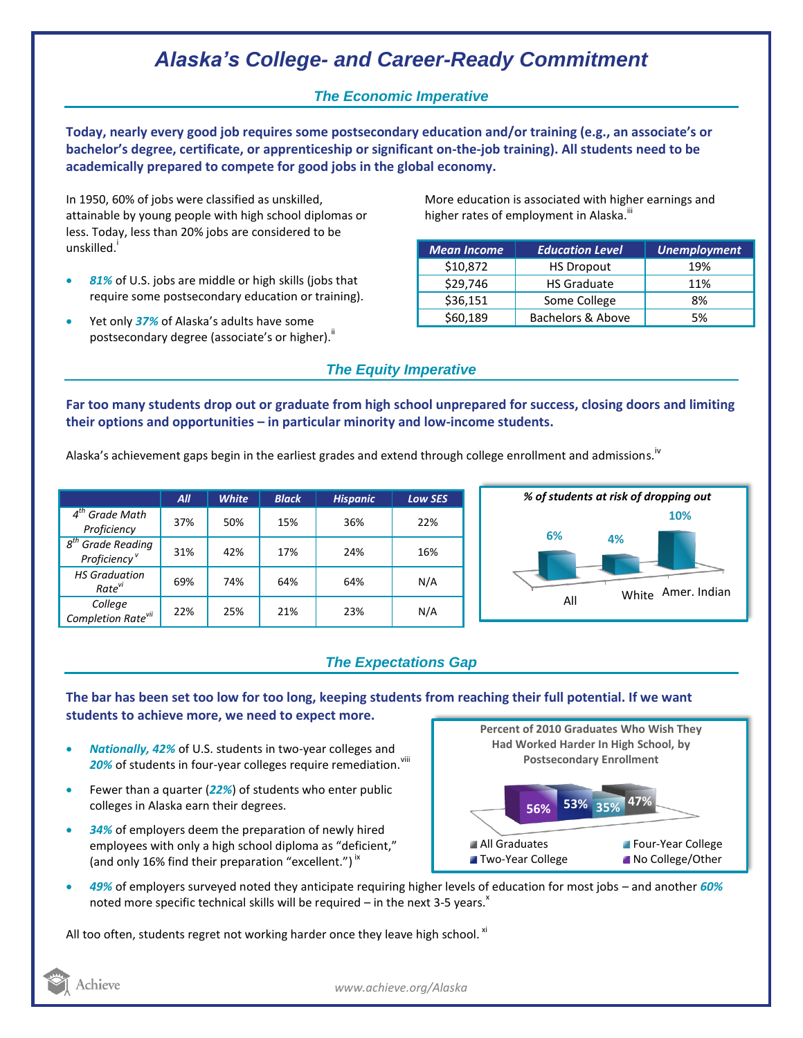# Alaska's College- and Career-Ready Commitment

## The Economic Imperative

**Today, nearly every good job requires some postsecondary education and/or training (e.g., an associate's or bachelor's degree, certificate, or apprenticeship or significant on-the-job training). All students need to be academically prepared to compete for good jobs in the global economy.**

In 1950, 60% of jobs were classified as unskilled, attainable by young people with high school diplomas or less. Today, less than 20% jobs are considered to be unskilled.[i]

- ***81%*** of U.S. jobs are middle or high skills (jobs that require some postsecondary education or training).
- Yet only ***37%*** of Alaska's adults have some postsecondary degree (associate's or higher).[ii]

More education is associated with higher earnings and higher rates of employment in Alaska.[iii]

| Mean Income | Education Level | Unemployment |
|---|---|---|
| $10,872 | HS Dropout | 19% |
| $29,746 | HS Graduate | 11% |
| $36,151 | Some College | 8% |
| $60,189 | Bachelors & Above | 5% |

## The Equity Imperative

**Far too many students drop out or graduate from high school unprepared for success, closing doors and limiting their options and opportunities – in particular minority and low-income students.**

Alaska's achievement gaps begin in the earliest grades and extend through college enrollment and admissions.[iv]

| | All | White | Black | Hispanic | Low SES |
|---|---|---|---|---|---|
| *4th Grade Math Proficiency* | 37% | 50% | 15% | 36% | 22% |
| *8th Grade Reading Proficiency*[v] | 31% | 42% | 17% | 24% | 16% |
| *HS Graduation Rate*[vi] | 69% | 74% | 64% | 64% | N/A |
| *College Completion Rate*[vii] | 22% | 25% | 21% | 23% | N/A |

*% of students at risk of dropping out*

| All | White | Amer. Indian |
|---|---|---|
| 6% | 4% | 10% |

## The Expectations Gap

**The bar has been set too low for too long, keeping students from reaching their full potential. If we want students to achieve more, we need to expect more.**

- ***Nationally, 42%*** of U.S. students in two-year colleges and ***20%*** of students in four-year colleges require remediation.[viii]
- Fewer than a quarter (***22%***) of students who enter public colleges in Alaska earn their degrees.
- ***34%*** of employers deem the preparation of newly hired employees with only a high school diploma as "deficient," (and only 16% find their preparation "excellent.")[ix]

**Percent of 2010 Graduates Who Wish They Had Worked Harder In High School, by Postsecondary Enrollment**

| All Graduates | Two-Year College | Four-Year College | No College/Other |
|---|---|---|---|
| 56% | 53% | 35% | 47% |

- ***49%*** of employers surveyed noted they anticipate requiring higher levels of education for most jobs – and another ***60%*** noted more specific technical skills will be required – in the next 3-5 years.[x]

All too often, students regret not working harder once they leave high school.[xi]

Achieve

www.achieve.org/Alaska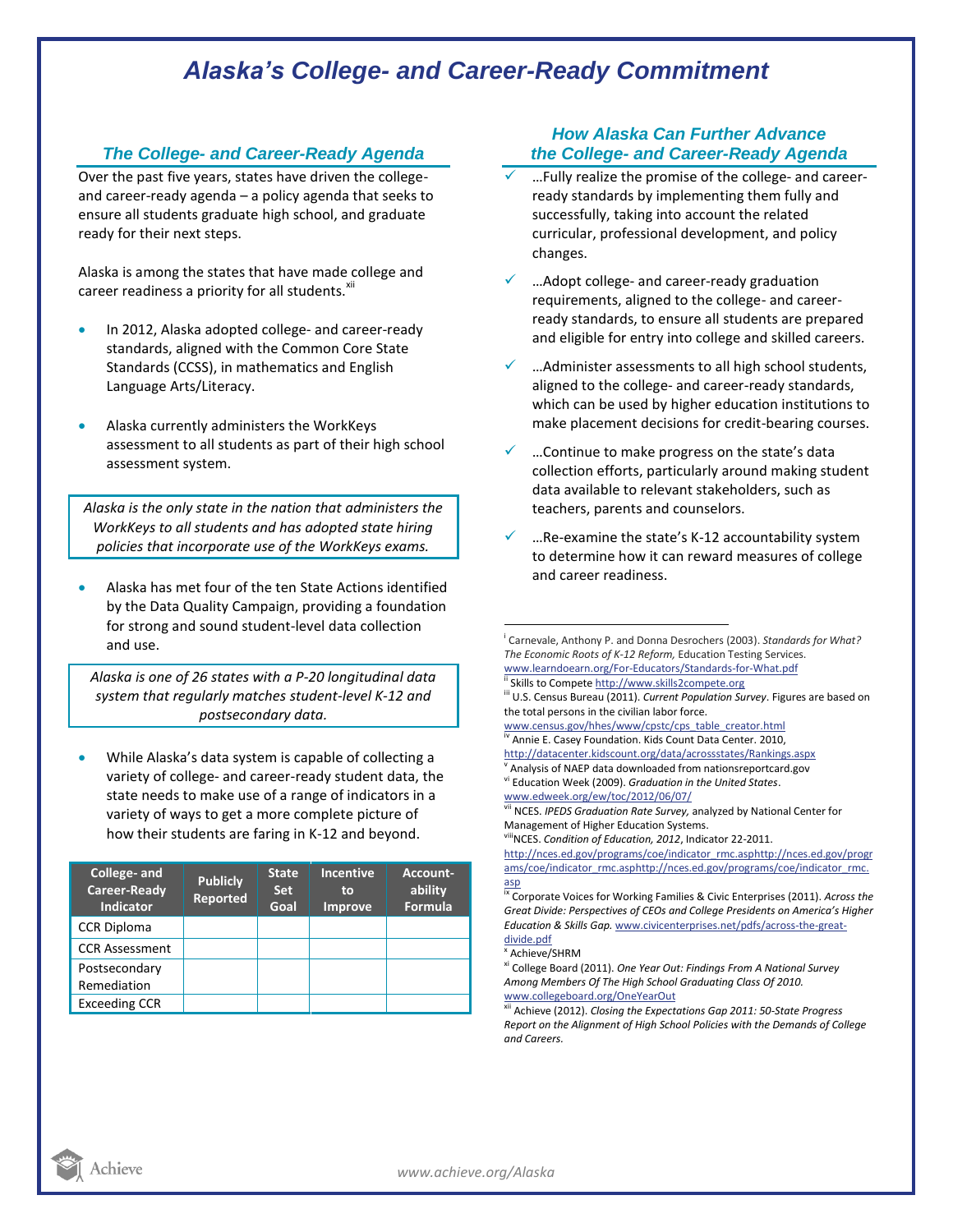# Alaska's College- and Career-Ready Commitment

## The College- and Career-Ready Agenda

Over the past five years, states have driven the college- and career-ready agenda – a policy agenda that seeks to ensure all students graduate high school, and graduate ready for their next steps.

Alaska is among the states that have made college and career readiness a priority for all students.[xii]

- In 2012, Alaska adopted college- and career-ready standards, aligned with the Common Core State Standards (CCSS), in mathematics and English Language Arts/Literacy.
- Alaska currently administers the WorkKeys assessment to all students as part of their high school assessment system.

*Alaska is the only state in the nation that administers the WorkKeys to all students and has adopted state hiring policies that incorporate use of the WorkKeys exams.*

- Alaska has met four of the ten State Actions identified by the Data Quality Campaign, providing a foundation for strong and sound student-level data collection and use.

*Alaska is one of 26 states with a P-20 longitudinal data system that regularly matches student-level K-12 and postsecondary data.*

- While Alaska's data system is capable of collecting a variety of college- and career-ready student data, the state needs to make use of a range of indicators in a variety of ways to get a more complete picture of how their students are faring in K-12 and beyond.

| College- and Career-Ready Indicator | Publicly Reported | State Set Goal | Incentive to Improve | Account-ability Formula |
|---|---|---|---|---|
| CCR Diploma | | | | |
| CCR Assessment | | | | |
| Postsecondary Remediation | | | | |
| Exceeding CCR | | | | |

## How Alaska Can Further Advance the College- and Career-Ready Agenda

- ✓ …Fully realize the promise of the college- and career-ready standards by implementing them fully and successfully, taking into account the related curricular, professional development, and policy changes.
- ✓ …Adopt college- and career-ready graduation requirements, aligned to the college- and career-ready standards, to ensure all students are prepared and eligible for entry into college and skilled careers.
- ✓ …Administer assessments to all high school students, aligned to the college- and career-ready standards, which can be used by higher education institutions to make placement decisions for credit-bearing courses.
- ✓ …Continue to make progress on the state's data collection efforts, particularly around making student data available to relevant stakeholders, such as teachers, parents and counselors.
- ✓ …Re-examine the state's K-12 accountability system to determine how it can reward measures of college and career readiness.

---

[i] Carnevale, Anthony P. and Donna Desrochers (2003). *Standards for What? The Economic Roots of K-12 Reform,* Education Testing Services. www.learndoearn.org/For-Educators/Standards-for-What.pdf

[ii] Skills to Compete http://www.skills2compete.org

[iii] U.S. Census Bureau (2011). *Current Population Survey*. Figures are based on the total persons in the civilian labor force. www.census.gov/hhes/www/cpstc/cps_table_creator.html

[iv] Annie E. Casey Foundation. Kids Count Data Center. 2010, http://datacenter.kidscount.org/data/acrossstates/Rankings.aspx

[v] Analysis of NAEP data downloaded from nationsreportcard.gov

[vi] Education Week (2009). *Graduation in the United States*. www.edweek.org/ew/toc/2012/06/07/

[vii] NCES. *IPEDS Graduation Rate Survey,* analyzed by National Center for Management of Higher Education Systems.

[viii] NCES. *Condition of Education, 2012*, Indicator 22-2011. http://nces.ed.gov/programs/coe/indicator_rmc.asphttp://nces.ed.gov/programs/coe/indicator_rmc.asphttp://nces.ed.gov/programs/coe/indicator_rmc.asp

[ix] Corporate Voices for Working Families & Civic Enterprises (2011). *Across the Great Divide: Perspectives of CEOs and College Presidents on America's Higher Education & Skills Gap.* www.civicenterprises.net/pdfs/across-the-great-divide.pdf

[x] Achieve/SHRM

[xi] College Board (2011). *One Year Out: Findings From A National Survey Among Members Of The High School Graduating Class Of 2010.* www.collegeboard.org/OneYearOut

[xii] Achieve (2012). *Closing the Expectations Gap 2011: 50-State Progress Report on the Alignment of High School Policies with the Demands of College and Careers.*